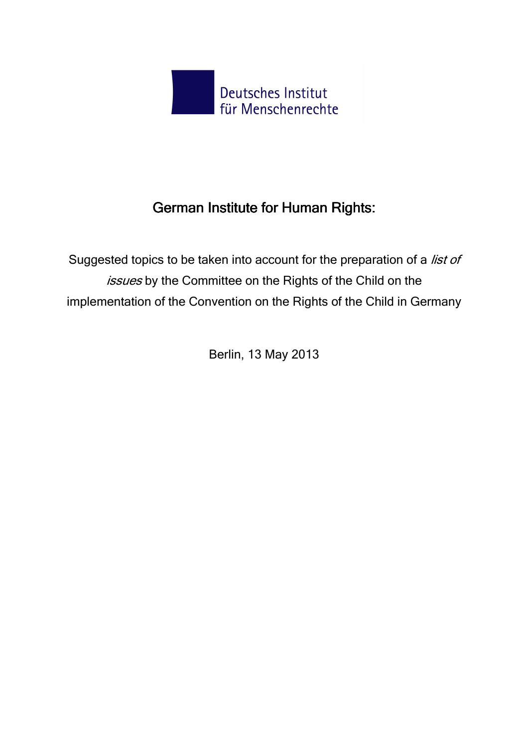Deutsches Institut
für Menschenrechte

# German Institute for Human Rights:

Suggested topics to be taken into account for the preparation of a *list of issues* by the Committee on the Rights of the Child on the implementation of the Convention on the Rights of the Child in Germany

Berlin, 13 May 2013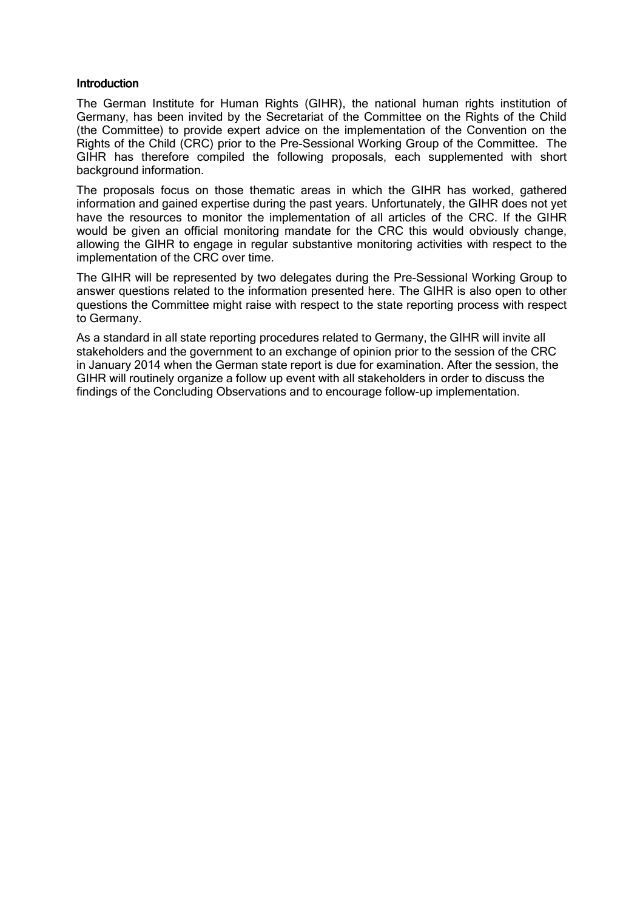## Introduction

The German Institute for Human Rights (GIHR), the national human rights institution of Germany, has been invited by the Secretariat of the Committee on the Rights of the Child (the Committee) to provide expert advice on the implementation of the Convention on the Rights of the Child (CRC) prior to the Pre-Sessional Working Group of the Committee. The GIHR has therefore compiled the following proposals, each supplemented with short background information.

The proposals focus on those thematic areas in which the GIHR has worked, gathered information and gained expertise during the past years. Unfortunately, the GIHR does not yet have the resources to monitor the implementation of all articles of the CRC. If the GIHR would be given an official monitoring mandate for the CRC this would obviously change, allowing the GIHR to engage in regular substantive monitoring activities with respect to the implementation of the CRC over time.

The GIHR will be represented by two delegates during the Pre-Sessional Working Group to answer questions related to the information presented here. The GIHR is also open to other questions the Committee might raise with respect to the state reporting process with respect to Germany.

As a standard in all state reporting procedures related to Germany, the GIHR will invite all stakeholders and the government to an exchange of opinion prior to the session of the CRC in January 2014 when the German state report is due for examination. After the session, the GIHR will routinely organize a follow up event with all stakeholders in order to discuss the findings of the Concluding Observations and to encourage follow-up implementation.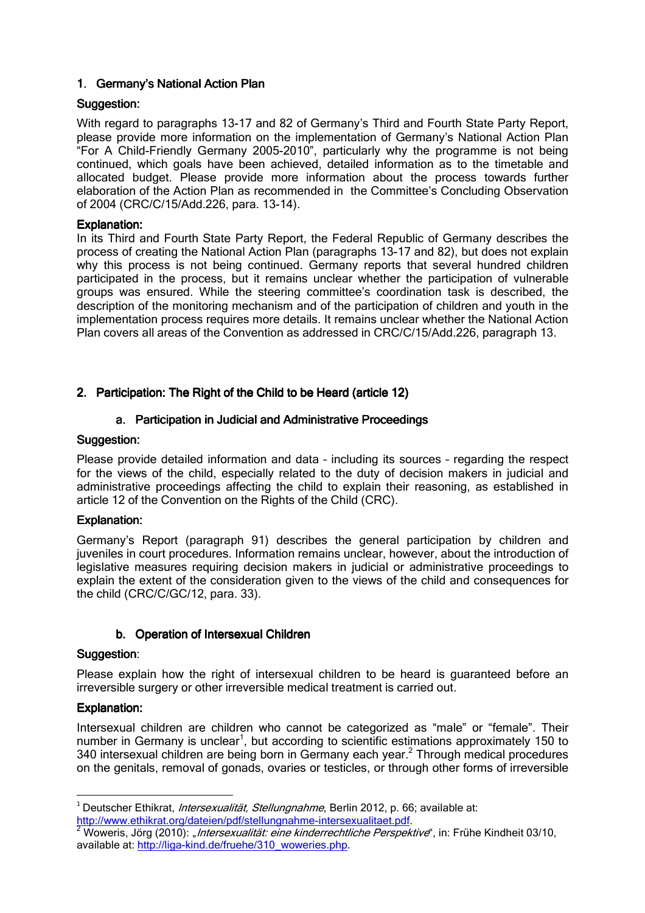## 1. Germany's National Action Plan

**Suggestion:**

With regard to paragraphs 13-17 and 82 of Germany's Third and Fourth State Party Report, please provide more information on the implementation of Germany's National Action Plan "For A Child-Friendly Germany 2005-2010", particularly why the programme is not being continued, which goals have been achieved, detailed information as to the timetable and allocated budget. Please provide more information about the process towards further elaboration of the Action Plan as recommended in the Committee's Concluding Observation of 2004 (CRC/C/15/Add.226, para. 13-14).

**Explanation:**

In its Third and Fourth State Party Report, the Federal Republic of Germany describes the process of creating the National Action Plan (paragraphs 13-17 and 82), but does not explain why this process is not being continued. Germany reports that several hundred children participated in the process, but it remains unclear whether the participation of vulnerable groups was ensured. While the steering committee's coordination task is described, the description of the monitoring mechanism and of the participation of children and youth in the implementation process requires more details. It remains unclear whether the National Action Plan covers all areas of the Convention as addressed in CRC/C/15/Add.226, paragraph 13.

## 2. Participation: The Right of the Child to be Heard (article 12)

### a. Participation in Judicial and Administrative Proceedings

**Suggestion:**

Please provide detailed information and data – including its sources – regarding the respect for the views of the child, especially related to the duty of decision makers in judicial and administrative proceedings affecting the child to explain their reasoning, as established in article 12 of the Convention on the Rights of the Child (CRC).

**Explanation:**

Germany's Report (paragraph 91) describes the general participation by children and juveniles in court procedures. Information remains unclear, however, about the introduction of legislative measures requiring decision makers in judicial or administrative proceedings to explain the extent of the consideration given to the views of the child and consequences for the child (CRC/C/GC/12, para. 33).

### b. Operation of Intersexual Children

**Suggestion**:

Please explain how the right of intersexual children to be heard is guaranteed before an irreversible surgery or other irreversible medical treatment is carried out.

**Explanation:**

Intersexual children are children who cannot be categorized as "male" or "female". Their number in Germany is unclear[1], but according to scientific estimations approximately 150 to 340 intersexual children are being born in Germany each year.[2] Through medical procedures on the genitals, removal of gonads, ovaries or testicles, or through other forms of irreversible

---

[1] Deutscher Ethikrat, *Intersexualität, Stellungnahme*, Berlin 2012, p. 66; available at: http://www.ethikrat.org/dateien/pdf/stellungnahme-intersexualitaet.pdf.

[2] Woweris, Jörg (2010): „*Intersexualität: eine kinderrechtliche Perspektive*", in: Frühe Kindheit 03/10, available at: http://liga-kind.de/fruehe/310_woweries.php.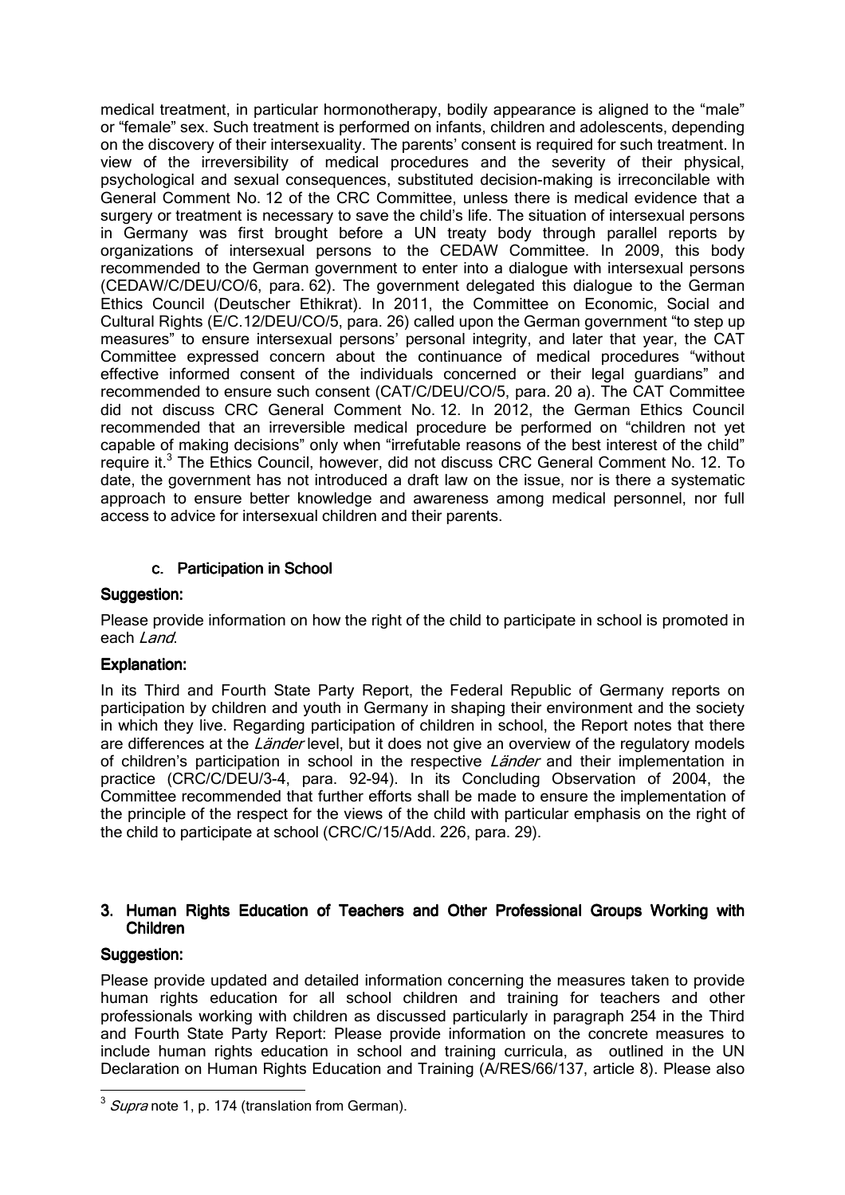medical treatment, in particular hormonotherapy, bodily appearance is aligned to the "male" or "female" sex. Such treatment is performed on infants, children and adolescents, depending on the discovery of their intersexuality. The parents' consent is required for such treatment. In view of the irreversibility of medical procedures and the severity of their physical, psychological and sexual consequences, substituted decision-making is irreconcilable with General Comment No. 12 of the CRC Committee, unless there is medical evidence that a surgery or treatment is necessary to save the child's life. The situation of intersexual persons in Germany was first brought before a UN treaty body through parallel reports by organizations of intersexual persons to the CEDAW Committee. In 2009, this body recommended to the German government to enter into a dialogue with intersexual persons (CEDAW/C/DEU/CO/6, para. 62). The government delegated this dialogue to the German Ethics Council (Deutscher Ethikrat). In 2011, the Committee on Economic, Social and Cultural Rights (E/C.12/DEU/CO/5, para. 26) called upon the German government "to step up measures" to ensure intersexual persons' personal integrity, and later that year, the CAT Committee expressed concern about the continuance of medical procedures "without effective informed consent of the individuals concerned or their legal guardians" and recommended to ensure such consent (CAT/C/DEU/CO/5, para. 20 a). The CAT Committee did not discuss CRC General Comment No. 12. In 2012, the German Ethics Council recommended that an irreversible medical procedure be performed on "children not yet capable of making decisions" only when "irrefutable reasons of the best interest of the child" require it.[3] The Ethics Council, however, did not discuss CRC General Comment No. 12. To date, the government has not introduced a draft law on the issue, nor is there a systematic approach to ensure better knowledge and awareness among medical personnel, nor full access to advice for intersexual children and their parents.

### c. Participation in School

**Suggestion:**

Please provide information on how the right of the child to participate in school is promoted in each *Land*.

**Explanation:**

In its Third and Fourth State Party Report, the Federal Republic of Germany reports on participation by children and youth in Germany in shaping their environment and the society in which they live. Regarding participation of children in school, the Report notes that there are differences at the *Länder* level, but it does not give an overview of the regulatory models of children's participation in school in the respective *Länder* and their implementation in practice (CRC/C/DEU/3-4, para. 92-94). In its Concluding Observation of 2004, the Committee recommended that further efforts shall be made to ensure the implementation of the principle of the respect for the views of the child with particular emphasis on the right of the child to participate at school (CRC/C/15/Add. 226, para. 29).

## 3. Human Rights Education of Teachers and Other Professional Groups Working with Children

**Suggestion:**

Please provide updated and detailed information concerning the measures taken to provide human rights education for all school children and training for teachers and other professionals working with children as discussed particularly in paragraph 254 in the Third and Fourth State Party Report: Please provide information on the concrete measures to include human rights education in school and training curricula, as outlined in the UN Declaration on Human Rights Education and Training (A/RES/66/137, article 8). Please also

---

[3] *Supra* note 1, p. 174 (translation from German).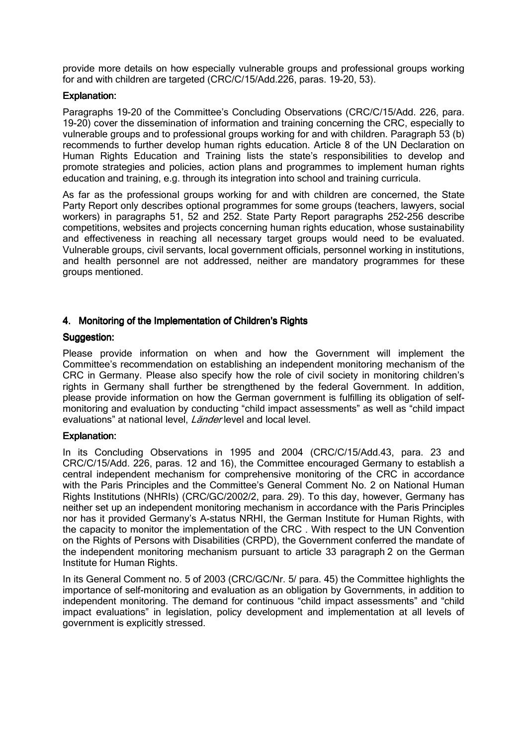provide more details on how especially vulnerable groups and professional groups working for and with children are targeted (CRC/C/15/Add.226, paras. 19-20, 53).

**Explanation:**

Paragraphs 19-20 of the Committee's Concluding Observations (CRC/C/15/Add. 226, para. 19-20) cover the dissemination of information and training concerning the CRC, especially to vulnerable groups and to professional groups working for and with children. Paragraph 53 (b) recommends to further develop human rights education. Article 8 of the UN Declaration on Human Rights Education and Training lists the state's responsibilities to develop and promote strategies and policies, action plans and programmes to implement human rights education and training, e.g. through its integration into school and training curricula.

As far as the professional groups working for and with children are concerned, the State Party Report only describes optional programmes for some groups (teachers, lawyers, social workers) in paragraphs 51, 52 and 252. State Party Report paragraphs 252-256 describe competitions, websites and projects concerning human rights education, whose sustainability and effectiveness in reaching all necessary target groups would need to be evaluated. Vulnerable groups, civil servants, local government officials, personnel working in institutions, and health personnel are not addressed, neither are mandatory programmes for these groups mentioned.

## 4. Monitoring of the Implementation of Children's Rights

**Suggestion:**

Please provide information on when and how the Government will implement the Committee's recommendation on establishing an independent monitoring mechanism of the CRC in Germany. Please also specify how the role of civil society in monitoring children's rights in Germany shall further be strengthened by the federal Government. In addition, please provide information on how the German government is fulfilling its obligation of self-monitoring and evaluation by conducting "child impact assessments" as well as "child impact evaluations" at national level, *Länder* level and local level.

**Explanation:**

In its Concluding Observations in 1995 and 2004 (CRC/C/15/Add.43, para. 23 and CRC/C/15/Add. 226, paras. 12 and 16), the Committee encouraged Germany to establish a central independent mechanism for comprehensive monitoring of the CRC in accordance with the Paris Principles and the Committee's General Comment No. 2 on National Human Rights Institutions (NHRIs) (CRC/GC/2002/2, para. 29). To this day, however, Germany has neither set up an independent monitoring mechanism in accordance with the Paris Principles nor has it provided Germany's A-status NRHI, the German Institute for Human Rights, with the capacity to monitor the implementation of the CRC . With respect to the UN Convention on the Rights of Persons with Disabilities (CRPD), the Government conferred the mandate of the independent monitoring mechanism pursuant to article 33 paragraph 2 on the German Institute for Human Rights.

In its General Comment no. 5 of 2003 (CRC/GC/Nr. 5/ para. 45) the Committee highlights the importance of self-monitoring and evaluation as an obligation by Governments, in addition to independent monitoring. The demand for continuous "child impact assessments" and "child impact evaluations" in legislation, policy development and implementation at all levels of government is explicitly stressed.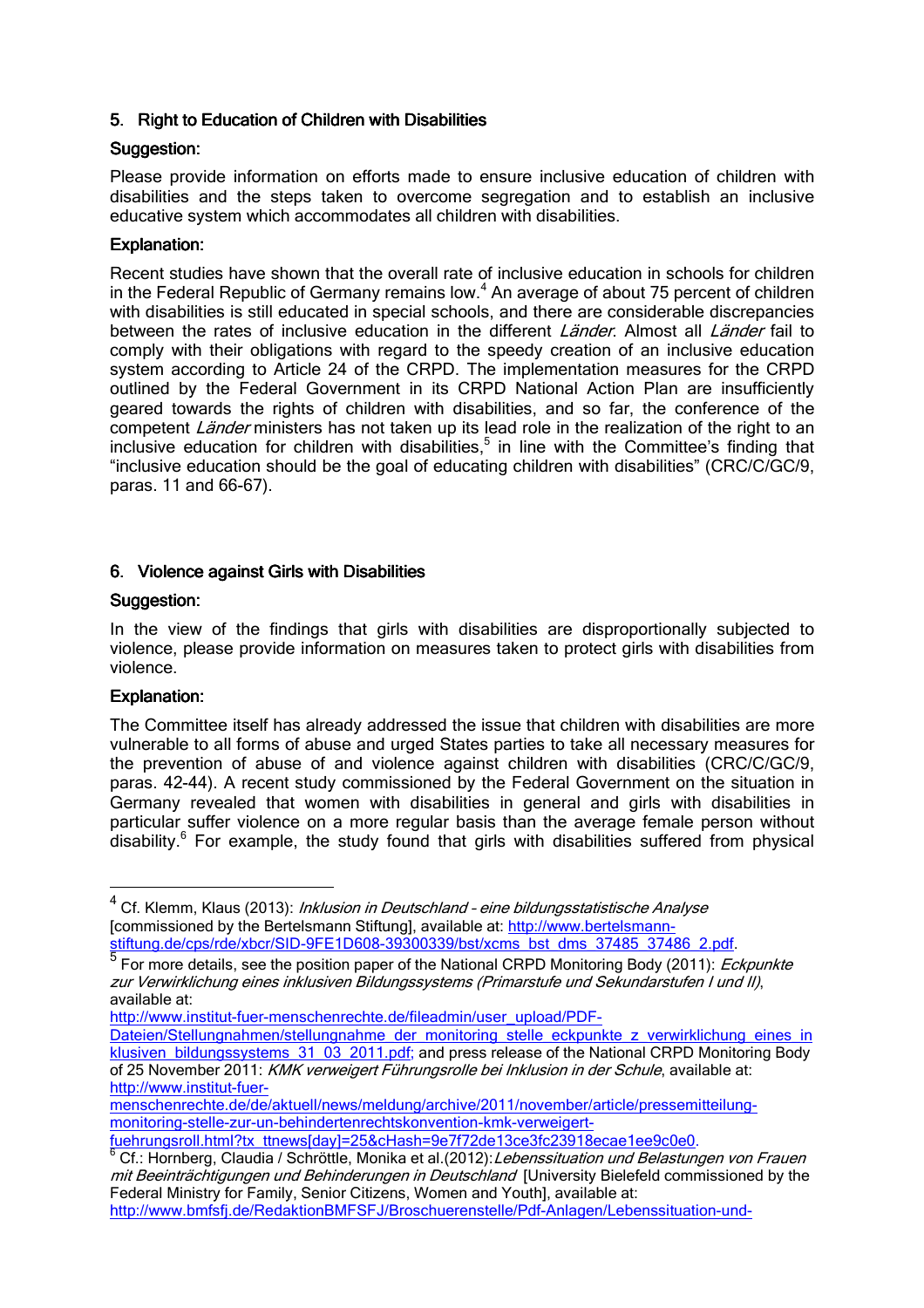## 5. Right to Education of Children with Disabilities

### Suggestion:

Please provide information on efforts made to ensure inclusive education of children with disabilities and the steps taken to overcome segregation and to establish an inclusive educative system which accommodates all children with disabilities.

### Explanation:

Recent studies have shown that the overall rate of inclusive education in schools for children in the Federal Republic of Germany remains low.[4] An average of about 75 percent of children with disabilities is still educated in special schools, and there are considerable discrepancies between the rates of inclusive education in the different *Länder*. Almost all *Länder* fail to comply with their obligations with regard to the speedy creation of an inclusive education system according to Article 24 of the CRPD. The implementation measures for the CRPD outlined by the Federal Government in its CRPD National Action Plan are insufficiently geared towards the rights of children with disabilities, and so far, the conference of the competent *Länder* ministers has not taken up its lead role in the realization of the right to an inclusive education for children with disabilities,[5] in line with the Committee's finding that "inclusive education should be the goal of educating children with disabilities" (CRC/C/GC/9, paras. 11 and 66-67).

## 6. Violence against Girls with Disabilities

### Suggestion:

In the view of the findings that girls with disabilities are disproportionally subjected to violence, please provide information on measures taken to protect girls with disabilities from violence.

### Explanation:

The Committee itself has already addressed the issue that children with disabilities are more vulnerable to all forms of abuse and urged States parties to take all necessary measures for the prevention of abuse of and violence against children with disabilities (CRC/C/GC/9, paras. 42-44). A recent study commissioned by the Federal Government on the situation in Germany revealed that women with disabilities in general and girls with disabilities in particular suffer violence on a more regular basis than the average female person without disability.[6] For example, the study found that girls with disabilities suffered from physical

---

[4] Cf. Klemm, Klaus (2013): *Inklusion in Deutschland – eine bildungsstatistische Analyse* [commissioned by the Bertelsmann Stiftung], available at: http://www.bertelsmann-stiftung.de/cps/rde/xbcr/SID-9FE1D608-39300339/bst/xcms_bst_dms_37485_37486_2.pdf.

[5] For more details, see the position paper of the National CRPD Monitoring Body (2011): *Eckpunkte zur Verwirklichung eines inklusiven Bildungssystems (Primarstufe und Sekundarstufen I und II)*, available at: http://www.institut-fuer-menschenrechte.de/fileadmin/user_upload/PDF-Dateien/Stellungnahmen/stellungnahme_der_monitoring_stelle_eckpunkte_z_verwirklichung_eines_inklusiven_bildungssystems_31_03_2011.pdf; and press release of the National CRPD Monitoring Body of 25 November 2011: *KMK verweigert Führungsrolle bei Inklusion in der Schule*, available at: http://www.institut-fuer-menschenrechte.de/de/aktuell/news/meldung/archive/2011/november/article/pressemitteilung-monitoring-stelle-zur-un-behindertenrechtskonvention-kmk-verweigert-fuehrungsroll.html?tx_ttnews[day]=25&cHash=9e7f72de13ce3fc23918ecae1ee9c0e0.

[6] Cf.: Hornberg, Claudia / Schröttle, Monika et al.(2012): *Lebenssituation und Belastungen von Frauen mit Beeinträchtigungen und Behinderungen in Deutschland* [University Bielefeld commissioned by the Federal Ministry for Family, Senior Citizens, Women and Youth], available at: http://www.bmfsfj.de/RedaktionBMFSFJ/Broschuerenstelle/Pdf-Anlagen/Lebenssituation-und-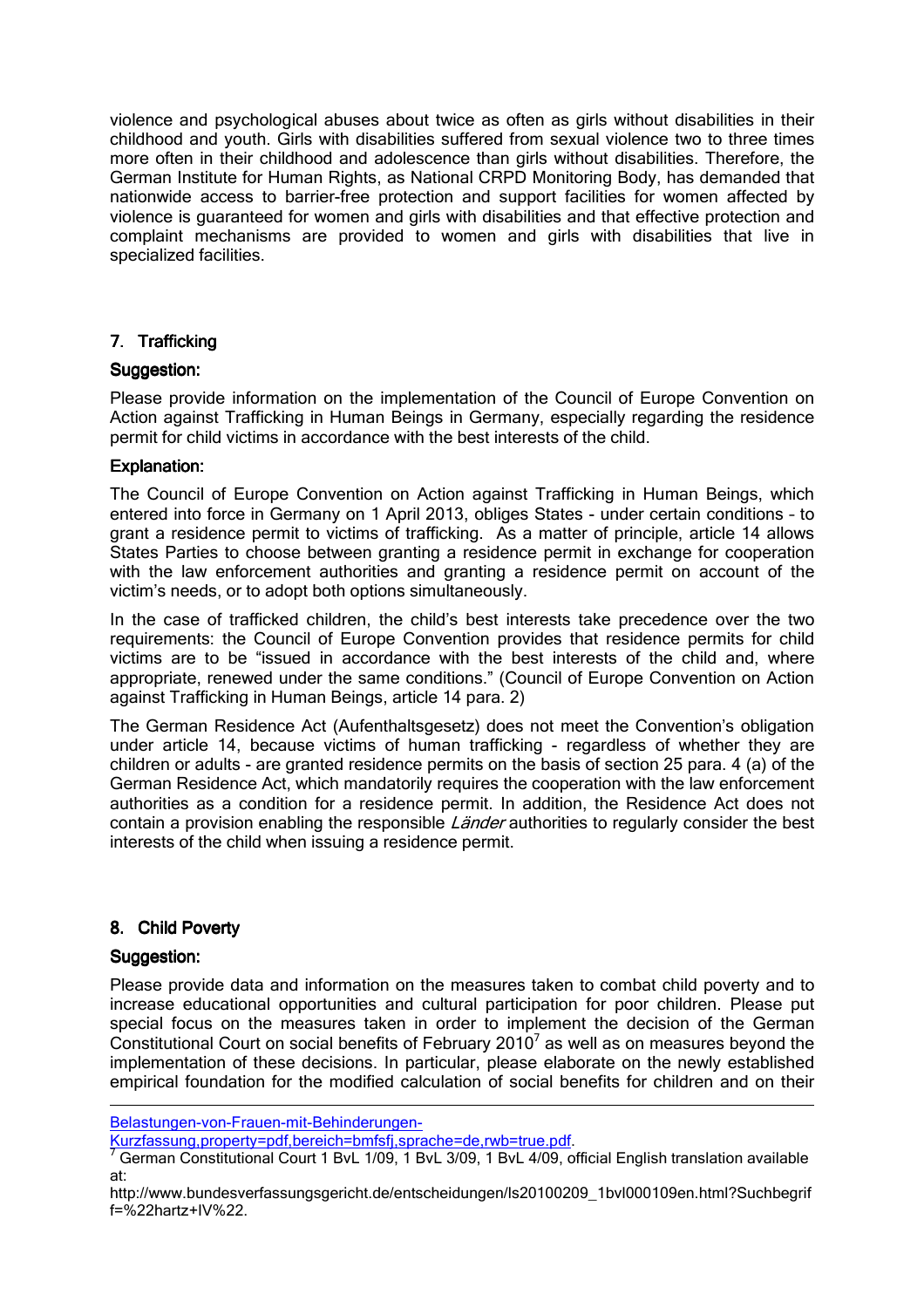violence and psychological abuses about twice as often as girls without disabilities in their childhood and youth. Girls with disabilities suffered from sexual violence two to three times more often in their childhood and adolescence than girls without disabilities. Therefore, the German Institute for Human Rights, as National CRPD Monitoring Body, has demanded that nationwide access to barrier-free protection and support facilities for women affected by violence is guaranteed for women and girls with disabilities and that effective protection and complaint mechanisms are provided to women and girls with disabilities that live in specialized facilities.

## 7. Trafficking

### Suggestion:

Please provide information on the implementation of the Council of Europe Convention on Action against Trafficking in Human Beings in Germany, especially regarding the residence permit for child victims in accordance with the best interests of the child.

### Explanation:

The Council of Europe Convention on Action against Trafficking in Human Beings, which entered into force in Germany on 1 April 2013, obliges States - under certain conditions – to grant a residence permit to victims of trafficking. As a matter of principle, article 14 allows States Parties to choose between granting a residence permit in exchange for cooperation with the law enforcement authorities and granting a residence permit on account of the victim's needs, or to adopt both options simultaneously.

In the case of trafficked children, the child's best interests take precedence over the two requirements: the Council of Europe Convention provides that residence permits for child victims are to be "issued in accordance with the best interests of the child and, where appropriate, renewed under the same conditions." (Council of Europe Convention on Action against Trafficking in Human Beings, article 14 para. 2)

The German Residence Act (Aufenthaltsgesetz) does not meet the Convention's obligation under article 14, because victims of human trafficking - regardless of whether they are children or adults - are granted residence permits on the basis of section 25 para. 4 (a) of the German Residence Act, which mandatorily requires the cooperation with the law enforcement authorities as a condition for a residence permit. In addition, the Residence Act does not contain a provision enabling the responsible *Länder* authorities to regularly consider the best interests of the child when issuing a residence permit.

## 8. Child Poverty

### Suggestion:

Please provide data and information on the measures taken to combat child poverty and to increase educational opportunities and cultural participation for poor children. Please put special focus on the measures taken in order to implement the decision of the German Constitutional Court on social benefits of February 2010[7] as well as on measures beyond the implementation of these decisions. In particular, please elaborate on the newly established empirical foundation for the modified calculation of social benefits for children and on their

---

Belastungen-von-Frauen-mit-Behinderungen-Kurzfassung,property=pdf,bereich=bmfsfj,sprache=de,rwb=true.pdf.

[7] German Constitutional Court 1 BvL 1/09, 1 BvL 3/09, 1 BvL 4/09, official English translation available at: http://www.bundesverfassungsgericht.de/entscheidungen/ls20100209_1bvl000109en.html?Suchbegriff=%22hartz+IV%22.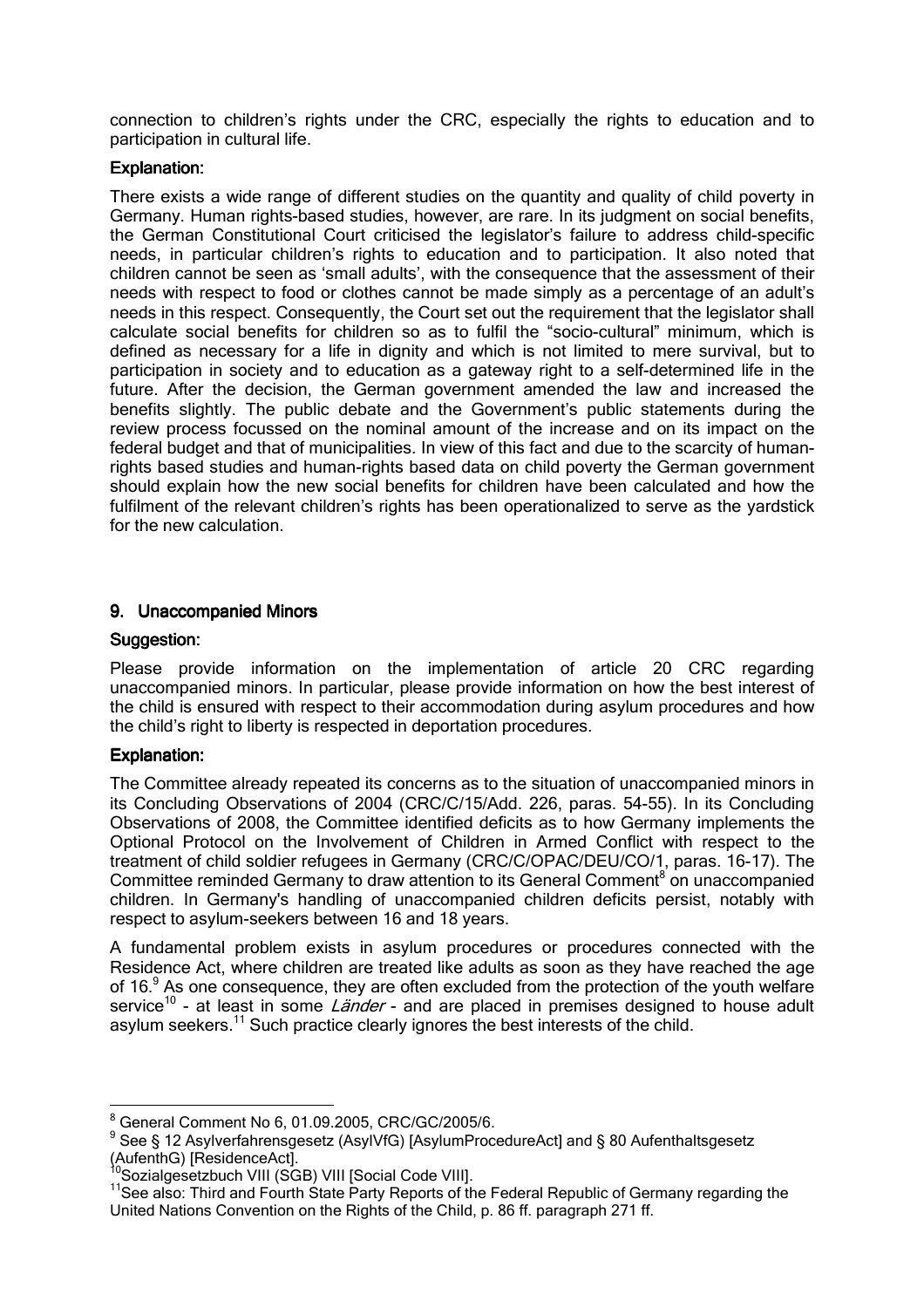connection to children's rights under the CRC, especially the rights to education and to participation in cultural life.

**Explanation:**

There exists a wide range of different studies on the quantity and quality of child poverty in Germany. Human rights-based studies, however, are rare. In its judgment on social benefits, the German Constitutional Court criticised the legislator's failure to address child-specific needs, in particular children's rights to education and to participation. It also noted that children cannot be seen as 'small adults', with the consequence that the assessment of their needs with respect to food or clothes cannot be made simply as a percentage of an adult's needs in this respect. Consequently, the Court set out the requirement that the legislator shall calculate social benefits for children so as to fulfil the "socio-cultural" minimum, which is defined as necessary for a life in dignity and which is not limited to mere survival, but to participation in society and to education as a gateway right to a self-determined life in the future. After the decision, the German government amended the law and increased the benefits slightly. The public debate and the Government's public statements during the review process focussed on the nominal amount of the increase and on its impact on the federal budget and that of municipalities. In view of this fact and due to the scarcity of human-rights based studies and human-rights based data on child poverty the German government should explain how the new social benefits for children have been calculated and how the fulfilment of the relevant children's rights has been operationalized to serve as the yardstick for the new calculation.

## 9. Unaccompanied Minors

**Suggestion:**

Please provide information on the implementation of article 20 CRC regarding unaccompanied minors. In particular, please provide information on how the best interest of the child is ensured with respect to their accommodation during asylum procedures and how the child's right to liberty is respected in deportation procedures.

**Explanation:**

The Committee already repeated its concerns as to the situation of unaccompanied minors in its Concluding Observations of 2004 (CRC/C/15/Add. 226, paras. 54-55). In its Concluding Observations of 2008, the Committee identified deficits as to how Germany implements the Optional Protocol on the Involvement of Children in Armed Conflict with respect to the treatment of child soldier refugees in Germany (CRC/C/OPAC/DEU/CO/1, paras. 16-17). The Committee reminded Germany to draw attention to its General Comment[8] on unaccompanied children. In Germany's handling of unaccompanied children deficits persist, notably with respect to asylum-seekers between 16 and 18 years.

A fundamental problem exists in asylum procedures or procedures connected with the Residence Act, where children are treated like adults as soon as they have reached the age of 16.[9] As one consequence, they are often excluded from the protection of the youth welfare service[10] - at least in some *Länder* - and are placed in premises designed to house adult asylum seekers.[11] Such practice clearly ignores the best interests of the child.

---

[8] General Comment No 6, 01.09.2005, CRC/GC/2005/6.

[9] See § 12 Asylverfahrensgesetz (AsylVfG) [AsylumProcedureAct] and § 80 Aufenthaltsgesetz (AufenthG) [ResidenceAct].

[10] Sozialgesetzbuch VIII (SGB) VIII [Social Code VIII].

[11] See also: Third and Fourth State Party Reports of the Federal Republic of Germany regarding the United Nations Convention on the Rights of the Child, p. 86 ff. paragraph 271 ff.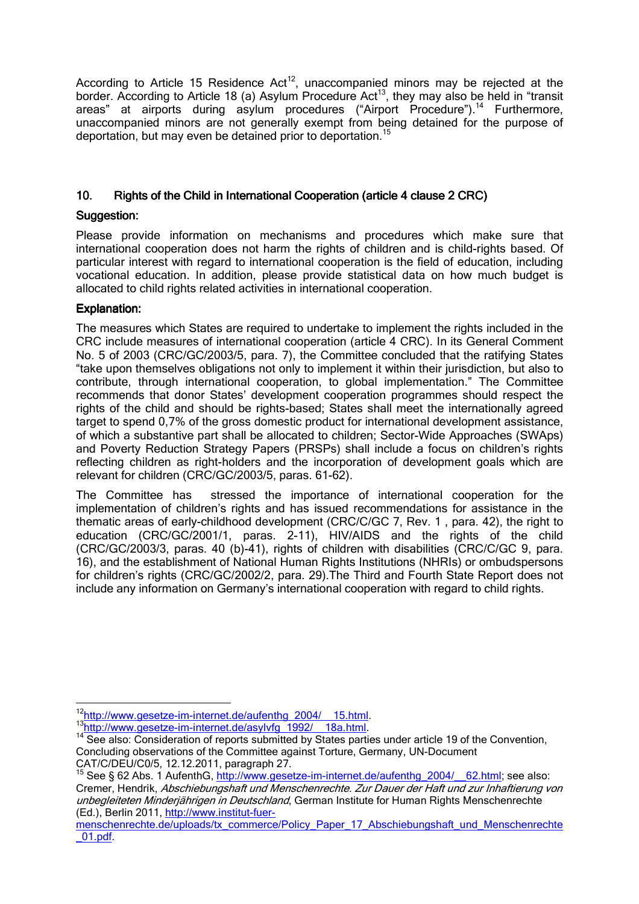According to Article 15 Residence Act[12], unaccompanied minors may be rejected at the border. According to Article 18 (a) Asylum Procedure Act[13], they may also be held in "transit areas" at airports during asylum procedures ("Airport Procedure").[14] Furthermore, unaccompanied minors are not generally exempt from being detained for the purpose of deportation, but may even be detained prior to deportation.[15]

## 10. Rights of the Child in International Cooperation (article 4 clause 2 CRC)

### Suggestion:

Please provide information on mechanisms and procedures which make sure that international cooperation does not harm the rights of children and is child-rights based. Of particular interest with regard to international cooperation is the field of education, including vocational education. In addition, please provide statistical data on how much budget is allocated to child rights related activities in international cooperation.

### Explanation:

The measures which States are required to undertake to implement the rights included in the CRC include measures of international cooperation (article 4 CRC). In its General Comment No. 5 of 2003 (CRC/GC/2003/5, para. 7), the Committee concluded that the ratifying States "take upon themselves obligations not only to implement it within their jurisdiction, but also to contribute, through international cooperation, to global implementation." The Committee recommends that donor States' development cooperation programmes should respect the rights of the child and should be rights-based; States shall meet the internationally agreed target to spend 0,7% of the gross domestic product for international development assistance, of which a substantive part shall be allocated to children; Sector-Wide Approaches (SWAps) and Poverty Reduction Strategy Papers (PRSPs) shall include a focus on children's rights reflecting children as right-holders and the incorporation of development goals which are relevant for children (CRC/GC/2003/5, paras. 61-62).

The Committee has stressed the importance of international cooperation for the implementation of children's rights and has issued recommendations for assistance in the thematic areas of early-childhood development (CRC/C/GC 7, Rev. 1 , para. 42), the right to education (CRC/GC/2001/1, paras. 2-11), HIV/AIDS and the rights of the child (CRC/GC/2003/3, paras. 40 (b)-41), rights of children with disabilities (CRC/C/GC 9, para. 16), and the establishment of National Human Rights Institutions (NHRIs) or ombudspersons for children's rights (CRC/GC/2002/2, para. 29).The Third and Fourth State Report does not include any information on Germany's international cooperation with regard to child rights.

---

[12] http://www.gesetze-im-internet.de/aufenthg_2004/__15.html.

[13] http://www.gesetze-im-internet.de/asylvfg_1992/__18a.html.

[14] See also: Consideration of reports submitted by States parties under article 19 of the Convention, Concluding observations of the Committee against Torture, Germany, UN-Document CAT/C/DEU/C0/5, 12.12.2011, paragraph 27.

[15] See § 62 Abs. 1 AufenthG, http://www.gesetze-im-internet.de/aufenthg_2004/__62.html; see also: Cremer, Hendrik, *Abschiebungshaft und Menschenrechte. Zur Dauer der Haft und zur Inhaftierung von unbegleiteten Minderjährigen in Deutschland*, German Institute for Human Rights Menschenrechte (Ed.), Berlin 2011, http://www.institut-fuer-menschenrechte.de/uploads/tx_commerce/Policy_Paper_17_Abschiebungshaft_und_Menschenrechte_01.pdf.